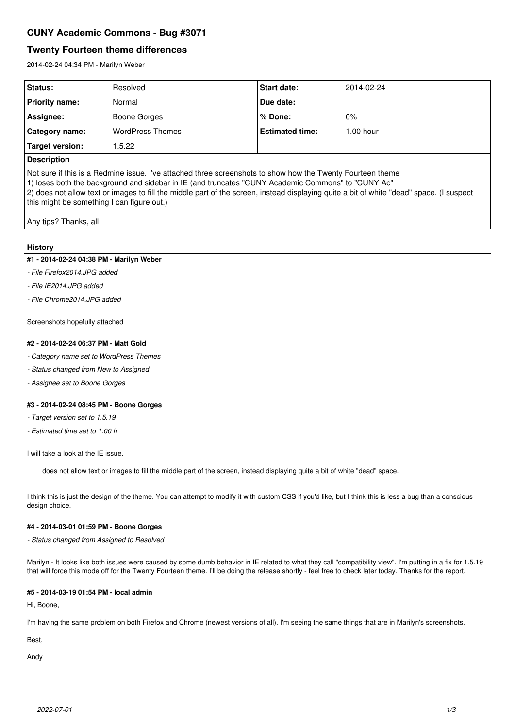# CUNY Academic Commons - Bug #3071

## Twenty Fourteen theme differences

2014-02-24 04:34 PM - Marilyn Weber

| **Status:** | Resolved | **Start date:** | 2014-02-24 |
|---|---|---|---|
| **Priority name:** | Normal | **Due date:** | |
| **Assignee:** | Boone Gorges | **% Done:** | 0% |
| **Category name:** | WordPress Themes | **Estimated time:** | 1.00 hour |
| **Target version:** | 1.5.22 | | |

**Description**

Not sure if this is a Redmine issue. I've attached three screenshots to show how the Twenty Fourteen theme
1) loses both the background and sidebar in IE (and truncates "CUNY Academic Commons" to "CUNY Ac"
2) does not allow text or images to fill the middle part of the screen, instead displaying quite a bit of white "dead" space. (I suspect this might be something I can figure out.)

Any tips? Thanks, all!

### History

**#1 - 2014-02-24 04:38 PM - Marilyn Weber**

*- File Firefox2014.JPG added*

*- File IE2014.JPG added*

*- File Chrome2014.JPG added*

Screenshots hopefully attached

**#2 - 2014-02-24 06:37 PM - Matt Gold**

*- Category name set to WordPress Themes*

*- Status changed from New to Assigned*

*- Assignee set to Boone Gorges*

**#3 - 2014-02-24 08:45 PM - Boone Gorges**

*- Target version set to 1.5.19*

*- Estimated time set to 1.00 h*

I will take a look at the IE issue.

> does not allow text or images to fill the middle part of the screen, instead displaying quite a bit of white "dead" space.

I think this is just the design of the theme. You can attempt to modify it with custom CSS if you'd like, but I think this is less a bug than a conscious design choice.

**#4 - 2014-03-01 01:59 PM - Boone Gorges**

*- Status changed from Assigned to Resolved*

Marilyn - It looks like both issues were caused by some dumb behavior in IE related to what they call "compatibility view". I'm putting in a fix for 1.5.19 that will force this mode off for the Twenty Fourteen theme. I'll be doing the release shortly - feel free to check later today. Thanks for the report.

**#5 - 2014-03-19 01:54 PM - local admin**

Hi, Boone,

I'm having the same problem on both Firefox and Chrome (newest versions of all). I'm seeing the same things that are in Marilyn's screenshots.

Best,

Andy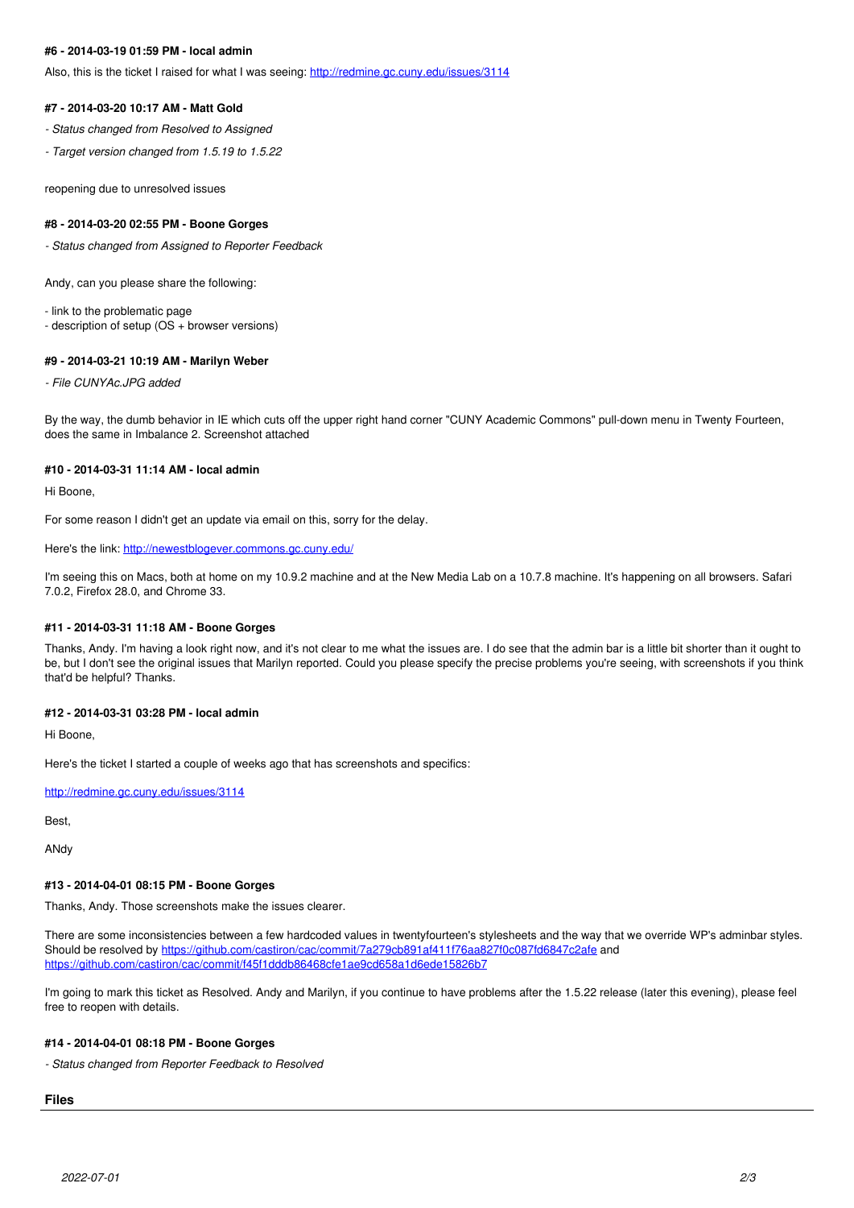#### #6 - 2014-03-19 01:59 PM - local admin

Also, this is the ticket I raised for what I was seeing: http://redmine.gc.cuny.edu/issues/3114

#### #7 - 2014-03-20 10:17 AM - Matt Gold

*- Status changed from Resolved to Assigned*

*- Target version changed from 1.5.19 to 1.5.22*

reopening due to unresolved issues

#### #8 - 2014-03-20 02:55 PM - Boone Gorges

*- Status changed from Assigned to Reporter Feedback*

Andy, can you please share the following:

- link to the problematic page
- description of setup (OS + browser versions)

#### #9 - 2014-03-21 10:19 AM - Marilyn Weber

*- File CUNYAc.JPG added*

By the way, the dumb behavior in IE which cuts off the upper right hand corner "CUNY Academic Commons" pull-down menu in Twenty Fourteen, does the same in Imbalance 2. Screenshot attached

#### #10 - 2014-03-31 11:14 AM - local admin

Hi Boone,

For some reason I didn't get an update via email on this, sorry for the delay.

Here's the link: http://newestblogever.commons.gc.cuny.edu/

I'm seeing this on Macs, both at home on my 10.9.2 machine and at the New Media Lab on a 10.7.8 machine. It's happening on all browsers. Safari 7.0.2, Firefox 28.0, and Chrome 33.

#### #11 - 2014-03-31 11:18 AM - Boone Gorges

Thanks, Andy. I'm having a look right now, and it's not clear to me what the issues are. I do see that the admin bar is a little bit shorter than it ought to be, but I don't see the original issues that Marilyn reported. Could you please specify the precise problems you're seeing, with screenshots if you think that'd be helpful? Thanks.

#### #12 - 2014-03-31 03:28 PM - local admin

Hi Boone,

Here's the ticket I started a couple of weeks ago that has screenshots and specifics:

http://redmine.gc.cuny.edu/issues/3114

Best,

ANdy

#### #13 - 2014-04-01 08:15 PM - Boone Gorges

Thanks, Andy. Those screenshots make the issues clearer.

There are some inconsistencies between a few hardcoded values in twentyfourteen's stylesheets and the way that we override WP's adminbar styles. Should be resolved by https://github.com/castiron/cac/commit/7a279cb891af411f76aa827f0c087fd6847c2afe and https://github.com/castiron/cac/commit/f45f1dddb86468cfe1ae9cd658a1d6ede15826b7

I'm going to mark this ticket as Resolved. Andy and Marilyn, if you continue to have problems after the 1.5.22 release (later this evening), please feel free to reopen with details.

#### #14 - 2014-04-01 08:18 PM - Boone Gorges

*- Status changed from Reporter Feedback to Resolved*

### Files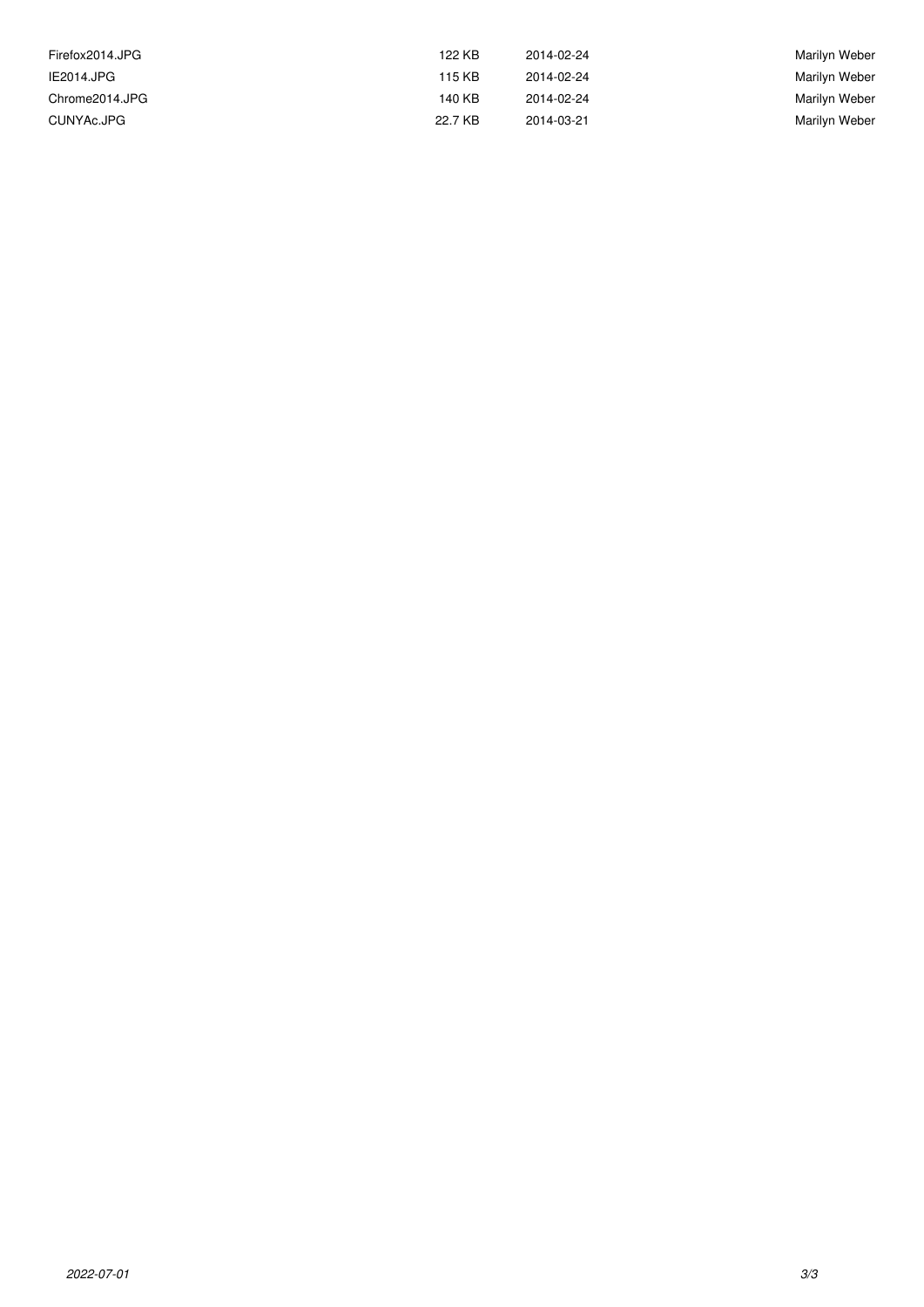| | | | |
|---|---|---|---|
| Firefox2014.JPG | 122 KB | 2014-02-24 | Marilyn Weber |
| IE2014.JPG | 115 KB | 2014-02-24 | Marilyn Weber |
| Chrome2014.JPG | 140 KB | 2014-02-24 | Marilyn Weber |
| CUNYAc.JPG | 22.7 KB | 2014-03-21 | Marilyn Weber |